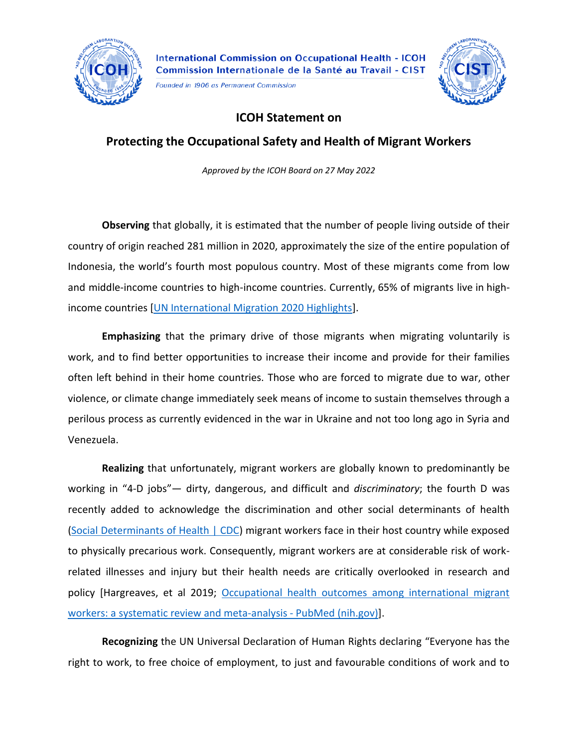International Commission on Occupational Health - ICOH
Commission Internationale de la Santé au Travail - CIST
*Founded in 1906 as Permanent Commission*

# ICOH Statement on

# Protecting the Occupational Safety and Health of Migrant Workers

*Approved by the ICOH Board on 27 May 2022*

**Observing** that globally, it is estimated that the number of people living outside of their country of origin reached 281 million in 2020, approximately the size of the entire population of Indonesia, the world's fourth most populous country. Most of these migrants come from low and middle-income countries to high-income countries. Currently, 65% of migrants live in high-income countries [UN International Migration 2020 Highlights].

**Emphasizing** that the primary drive of those migrants when migrating voluntarily is work, and to find better opportunities to increase their income and provide for their families often left behind in their home countries. Those who are forced to migrate due to war, other violence, or climate change immediately seek means of income to sustain themselves through a perilous process as currently evidenced in the war in Ukraine and not too long ago in Syria and Venezuela.

**Realizing** that unfortunately, migrant workers are globally known to predominantly be working in "4-D jobs"— dirty, dangerous, and difficult and *discriminatory*; the fourth D was recently added to acknowledge the discrimination and other social determinants of health (Social Determinants of Health | CDC) migrant workers face in their host country while exposed to physically precarious work. Consequently, migrant workers are at considerable risk of work-related illnesses and injury but their health needs are critically overlooked in research and policy [Hargreaves, et al 2019; Occupational health outcomes among international migrant workers: a systematic review and meta-analysis - PubMed (nih.gov)].

**Recognizing** the UN Universal Declaration of Human Rights declaring "Everyone has the right to work, to free choice of employment, to just and favourable conditions of work and to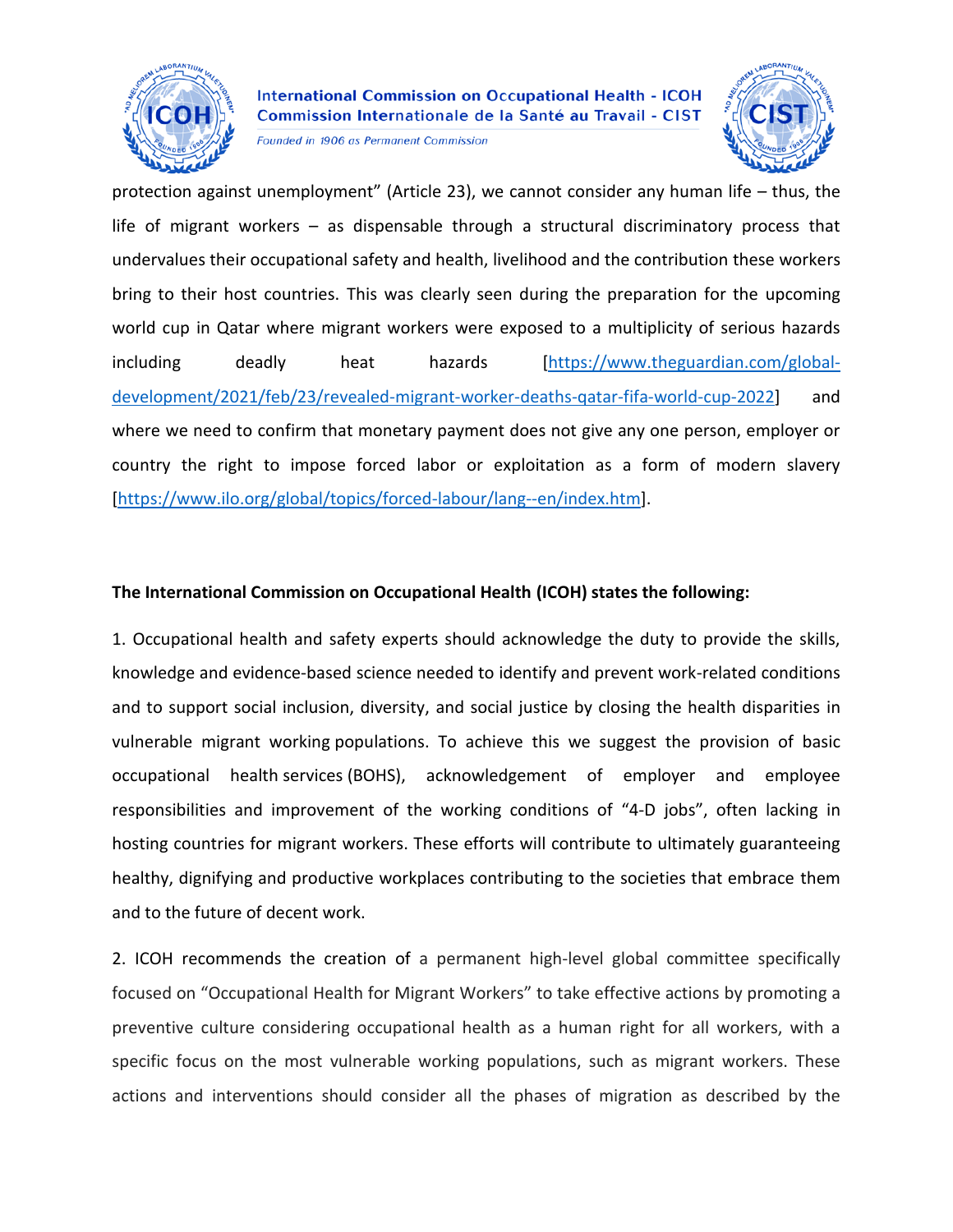protection against unemployment" (Article 23), we cannot consider any human life – thus, the life of migrant workers – as dispensable through a structural discriminatory process that undervalues their occupational safety and health, livelihood and the contribution these workers bring to their host countries. This was clearly seen during the preparation for the upcoming world cup in Qatar where migrant workers were exposed to a multiplicity of serious hazards including deadly heat hazards [https://www.theguardian.com/global-development/2021/feb/23/revealed-migrant-worker-deaths-qatar-fifa-world-cup-2022] and where we need to confirm that monetary payment does not give any one person, employer or country the right to impose forced labor or exploitation as a form of modern slavery [https://www.ilo.org/global/topics/forced-labour/lang--en/index.htm].

**The International Commission on Occupational Health (ICOH) states the following:**

1. Occupational health and safety experts should acknowledge the duty to provide the skills, knowledge and evidence-based science needed to identify and prevent work-related conditions and to support social inclusion, diversity, and social justice by closing the health disparities in vulnerable migrant working populations. To achieve this we suggest the provision of basic occupational health services (BOHS), acknowledgement of employer and employee responsibilities and improvement of the working conditions of "4-D jobs", often lacking in hosting countries for migrant workers. These efforts will contribute to ultimately guaranteeing healthy, dignifying and productive workplaces contributing to the societies that embrace them and to the future of decent work.

2. ICOH recommends the creation of a permanent high-level global committee specifically focused on "Occupational Health for Migrant Workers" to take effective actions by promoting a preventive culture considering occupational health as a human right for all workers, with a specific focus on the most vulnerable working populations, such as migrant workers. These actions and interventions should consider all the phases of migration as described by the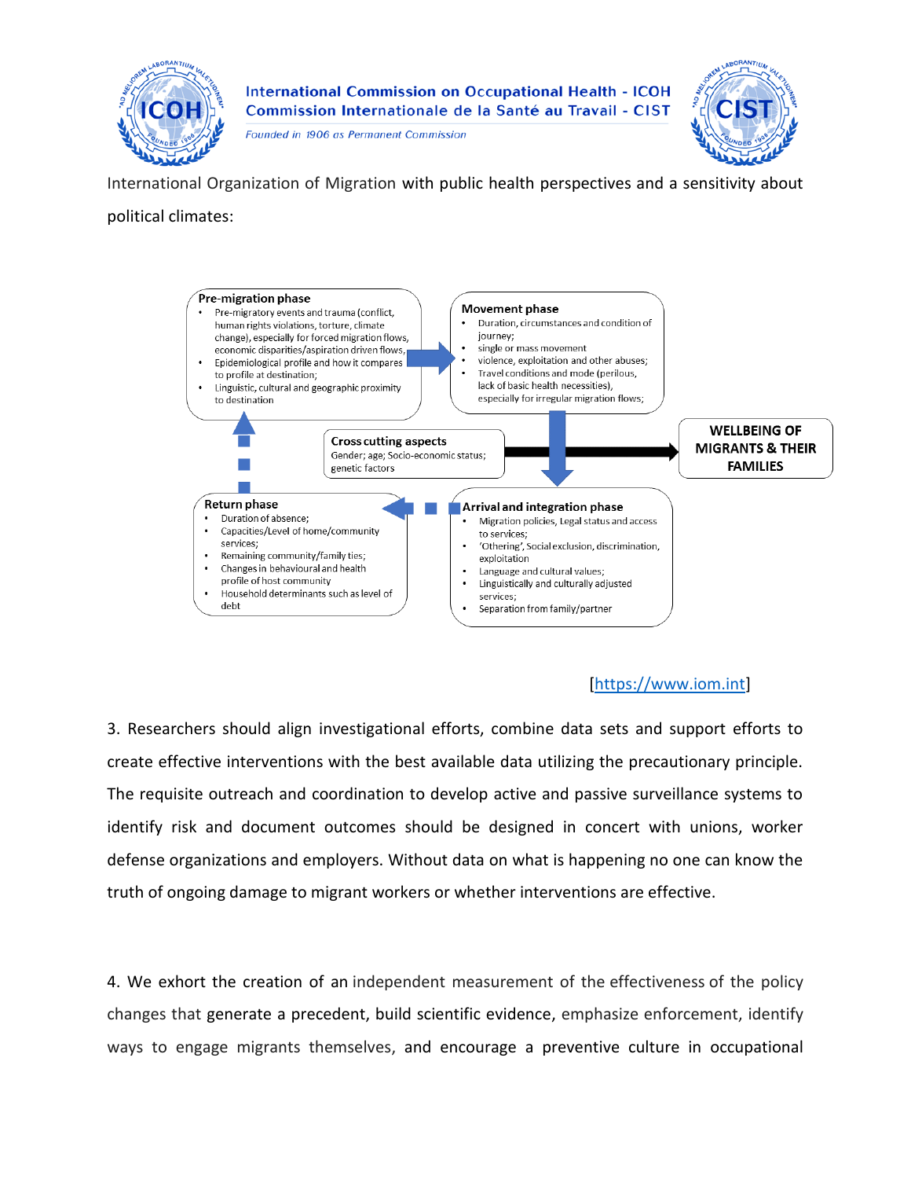International Organization of Migration with public health perspectives and a sensitivity about political climates:

**Pre-migration phase**
- Pre-migratory events and trauma (conflict, human rights violations, torture, climate change), especially for forced migration flows, economic disparities/aspiration driven flows,
- Epidemiological profile and how it compares to profile at destination;
- Linguistic, cultural and geographic proximity to destination

**Movement phase**
- Duration, circumstances and condition of journey;
- single or mass movement
- violence, exploitation and other abuses;
- Travel conditions and mode (perilous, lack of basic health necessities), especially for irregular migration flows;

**Cross cutting aspects**
Gender; age; Socio-economic status; genetic factors

**WELLBEING OF MIGRANTS & THEIR FAMILIES**

**Return phase**
- Duration of absence;
- Capacities/Level of home/community services;
- Remaining community/family ties;
- Changes in behavioural and health profile of host community
- Household determinants such as level of debt

**Arrival and integration phase**
- Migration policies, Legal status and access to services;
- 'Othering', Social exclusion, discrimination, exploitation
- Language and cultural values;
- Linguistically and culturally adjusted services;
- Separation from family/partner

[https://www.iom.int]

3. Researchers should align investigational efforts, combine data sets and support efforts to create effective interventions with the best available data utilizing the precautionary principle. The requisite outreach and coordination to develop active and passive surveillance systems to identify risk and document outcomes should be designed in concert with unions, worker defense organizations and employers. Without data on what is happening no one can know the truth of ongoing damage to migrant workers or whether interventions are effective.

4. We exhort the creation of an independent measurement of the effectiveness of the policy changes that generate a precedent, build scientific evidence, emphasize enforcement, identify ways to engage migrants themselves, and encourage a preventive culture in occupational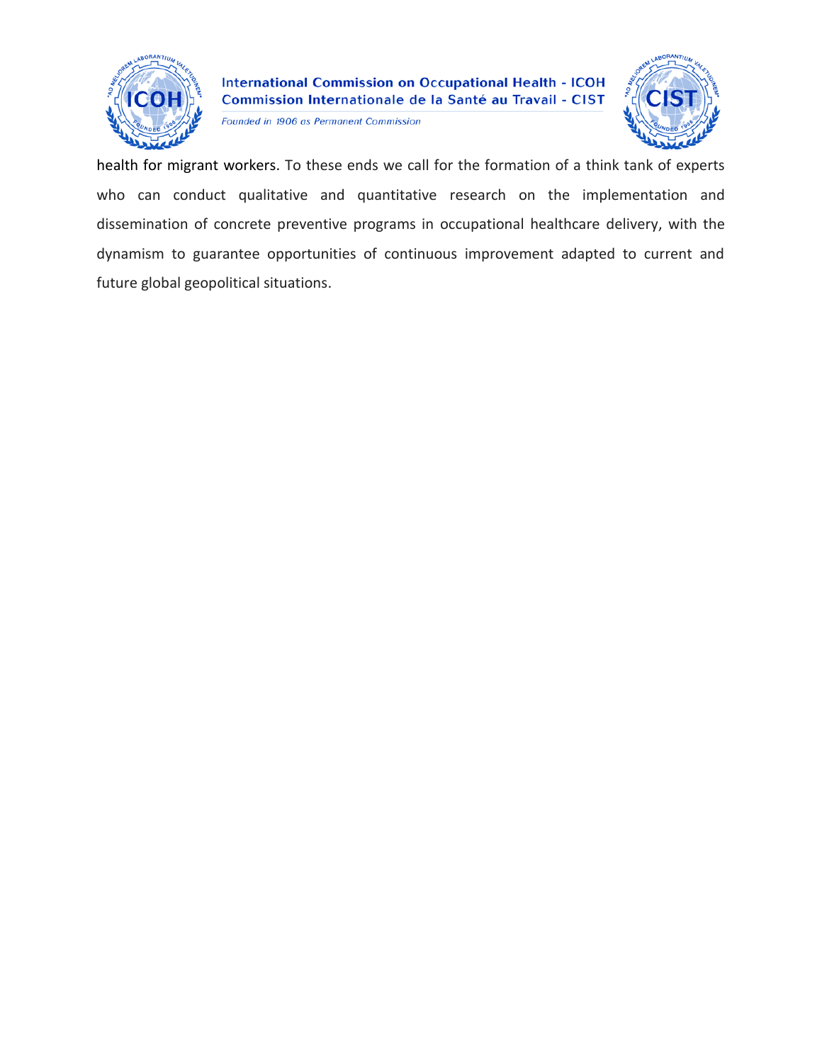health for migrant workers. To these ends we call for the formation of a think tank of experts who can conduct qualitative and quantitative research on the implementation and dissemination of concrete preventive programs in occupational healthcare delivery, with the dynamism to guarantee opportunities of continuous improvement adapted to current and future global geopolitical situations.